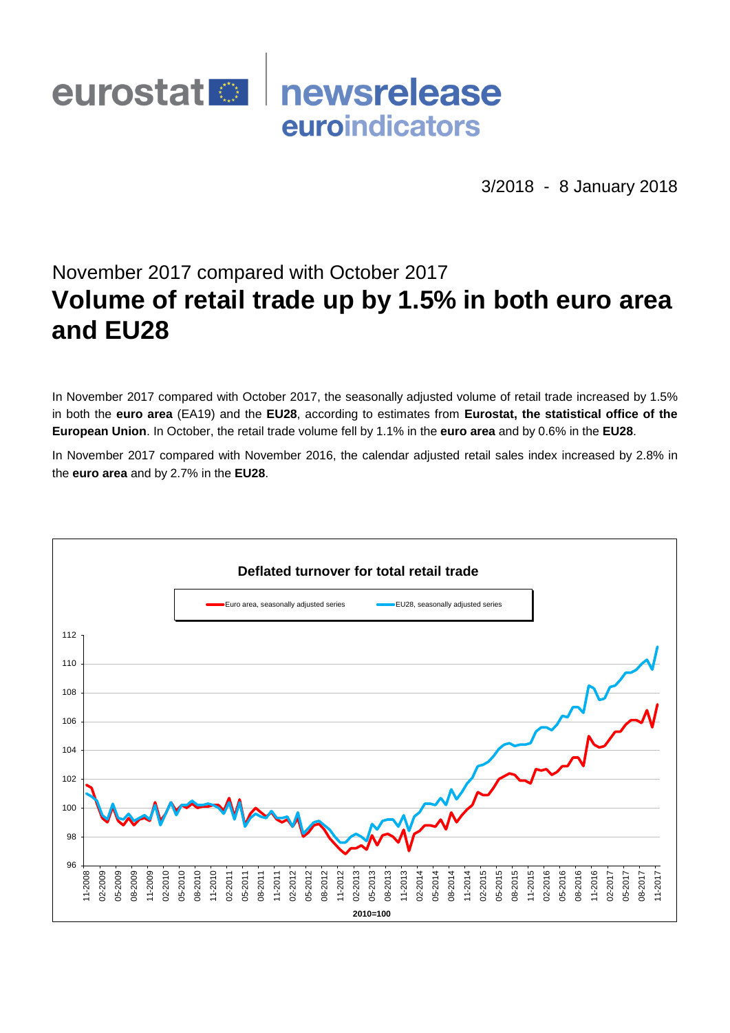eurostat newsrelease euroindicators

3/2018 - 8 January 2018

## November 2017 compared with October 2017

# Volume of retail trade up by 1.5% in both euro area and EU28

In November 2017 compared with October 2017, the seasonally adjusted volume of retail trade increased by 1.5% in both the **euro area** (EA19) and the **EU28**, according to estimates from **Eurostat, the statistical office of the European Union**. In October, the retail trade volume fell by 1.1% in the **euro area** and by 0.6% in the **EU28**.

In November 2017 compared with November 2016, the calendar adjusted retail sales index increased by 2.8% in the **euro area** and by 2.7% in the **EU28**.

**Deflated turnover for total retail trade**

Euro area, seasonally adjusted series — EU28, seasonally adjusted series

2010=100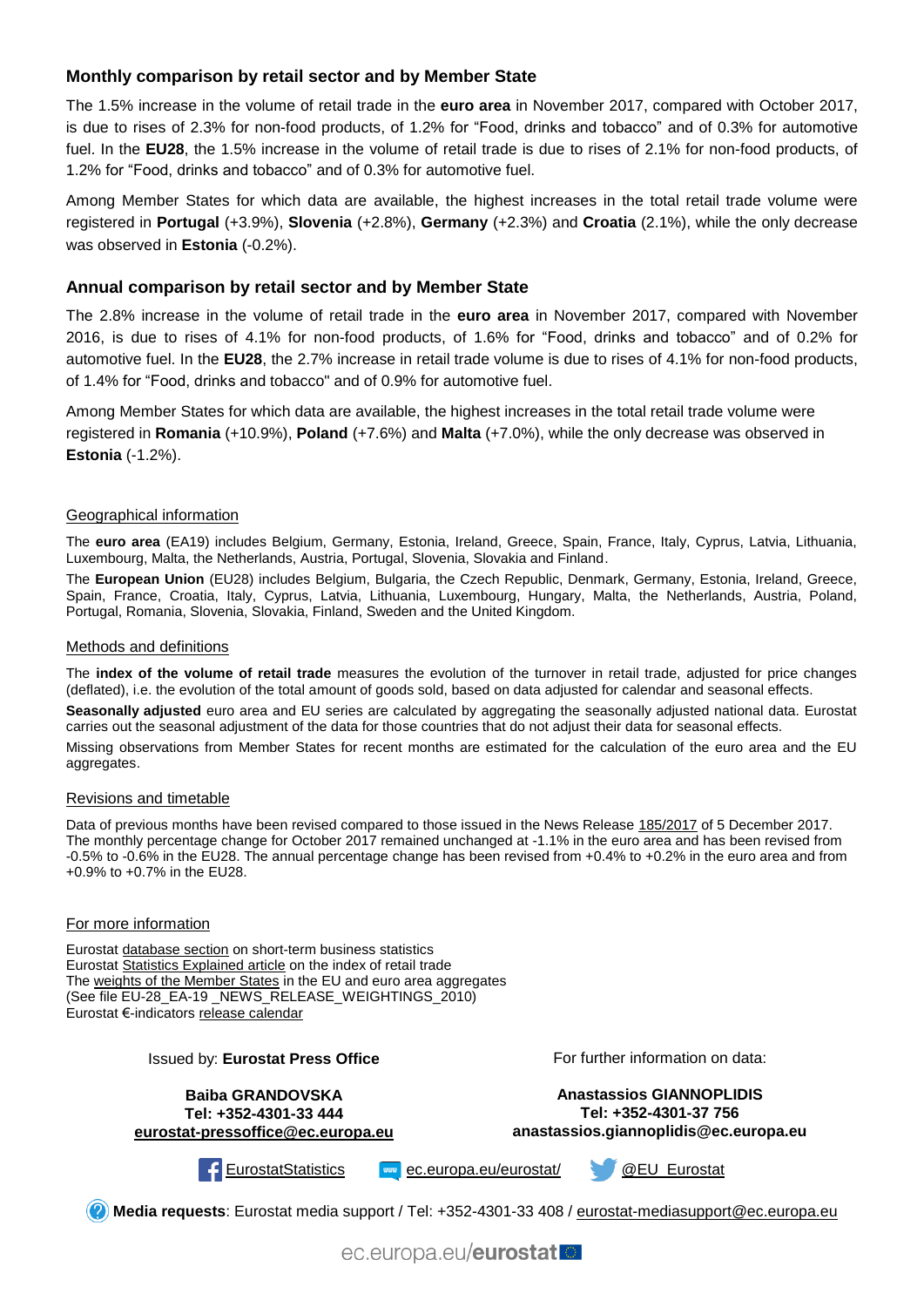## Monthly comparison by retail sector and by Member State

The 1.5% increase in the volume of retail trade in the **euro area** in November 2017, compared with October 2017, is due to rises of 2.3% for non-food products, of 1.2% for "Food, drinks and tobacco" and of 0.3% for automotive fuel. In the **EU28**, the 1.5% increase in the volume of retail trade is due to rises of 2.1% for non-food products, of 1.2% for "Food, drinks and tobacco" and of 0.3% for automotive fuel.

Among Member States for which data are available, the highest increases in the total retail trade volume were registered in **Portugal** (+3.9%), **Slovenia** (+2.8%), **Germany** (+2.3%) and **Croatia** (2.1%), while the only decrease was observed in **Estonia** (-0.2%).

## Annual comparison by retail sector and by Member State

The 2.8% increase in the volume of retail trade in the **euro area** in November 2017, compared with November 2016, is due to rises of 4.1% for non-food products, of 1.6% for "Food, drinks and tobacco" and of 0.2% for automotive fuel. In the **EU28**, the 2.7% increase in retail trade volume is due to rises of 4.1% for non-food products, of 1.4% for "Food, drinks and tobacco" and of 0.9% for automotive fuel.

Among Member States for which data are available, the highest increases in the total retail trade volume were registered in **Romania** (+10.9%), **Poland** (+7.6%) and **Malta** (+7.0%), while the only decrease was observed in **Estonia** (-1.2%).

### Geographical information

The **euro area** (EA19) includes Belgium, Germany, Estonia, Ireland, Greece, Spain, France, Italy, Cyprus, Latvia, Lithuania, Luxembourg, Malta, the Netherlands, Austria, Portugal, Slovenia, Slovakia and Finland.

The **European Union** (EU28) includes Belgium, Bulgaria, the Czech Republic, Denmark, Germany, Estonia, Ireland, Greece, Spain, France, Croatia, Italy, Cyprus, Latvia, Lithuania, Luxembourg, Hungary, Malta, the Netherlands, Austria, Poland, Portugal, Romania, Slovenia, Slovakia, Finland, Sweden and the United Kingdom.

### Methods and definitions

The **index of the volume of retail trade** measures the evolution of the turnover in retail trade, adjusted for price changes (deflated), i.e. the evolution of the total amount of goods sold, based on data adjusted for calendar and seasonal effects.

**Seasonally adjusted** euro area and EU series are calculated by aggregating the seasonally adjusted national data. Eurostat carries out the seasonal adjustment of the data for those countries that do not adjust their data for seasonal effects.

Missing observations from Member States for recent months are estimated for the calculation of the euro area and the EU aggregates.

### Revisions and timetable

Data of previous months have been revised compared to those issued in the News Release 185/2017 of 5 December 2017. The monthly percentage change for October 2017 remained unchanged at -1.1% in the euro area and has been revised from -0.5% to -0.6% in the EU28. The annual percentage change has been revised from +0.4% to +0.2% in the euro area and from +0.9% to +0.7% in the EU28.

### For more information

Eurostat database section on short-term business statistics
Eurostat Statistics Explained article on the index of retail trade
The weights of the Member States in the EU and euro area aggregates
(See file EU-28_EA-19 _NEWS_RELEASE_WEIGHTINGS_2010)
Eurostat €-indicators release calendar

Issued by: **Eurostat Press Office**

**Baiba GRANDOVSKA**
**Tel: +352-4301-33 444**
**eurostat-pressoffice@ec.europa.eu**

For further information on data:

**Anastassios GIANNOPLIDIS**
**Tel: +352-4301-37 756**
**anastassios.giannoplidis@ec.europa.eu**

EurostatStatistics | ec.europa.eu/eurostat/ | @EU_Eurostat

**Media requests**: Eurostat media support / Tel: +352-4301-33 408 / eurostat-mediasupport@ec.europa.eu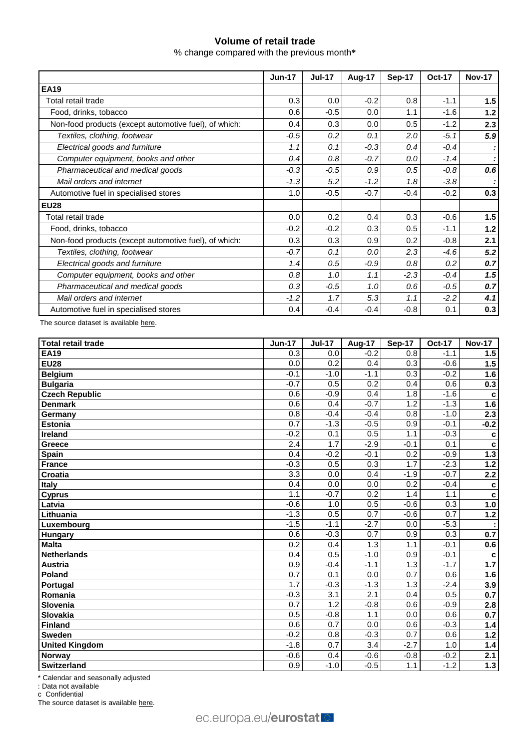## Volume of retail trade

% change compared with the previous month*

| | Jun-17 | Jul-17 | Aug-17 | Sep-17 | Oct-17 | Nov-17 |
|---|---|---|---|---|---|---|
| **EA19** | | | | | | |
| Total retail trade | 0.3 | 0.0 | -0.2 | 0.8 | -1.1 | **1.5** |
| Food, drinks, tobacco | 0.6 | -0.5 | 0.0 | 1.1 | -1.6 | **1.2** |
| Non-food products (except automotive fuel), of which: | 0.4 | 0.3 | 0.0 | 0.5 | -1.2 | **2.3** |
| *Textiles, clothing, footwear* | *-0.5* | *0.2* | *0.1* | *2.0* | *-5.1* | ***5.9*** |
| *Electrical goods and furniture* | *1.1* | *0.1* | *-0.3* | *0.4* | *-0.4* | ***:*** |
| *Computer equipment, books and other* | *0.4* | *0.8* | *-0.7* | *0.0* | *-1.4* | ***:*** |
| *Pharmaceutical and medical goods* | *-0.3* | *-0.5* | *0.9* | *0.5* | *-0.8* | ***0.6*** |
| *Mail orders and internet* | *-1.3* | *5.2* | *-1.2* | *1.8* | *-3.8* | ***:*** |
| Automotive fuel in specialised stores | 1.0 | -0.5 | -0.7 | -0.4 | -0.2 | **0.3** |
| **EU28** | | | | | | |
| Total retail trade | 0.0 | 0.2 | 0.4 | 0.3 | -0.6 | **1.5** |
| Food, drinks, tobacco | -0.2 | -0.2 | 0.3 | 0.5 | -1.1 | **1.2** |
| Non-food products (except automotive fuel), of which: | 0.3 | 0.3 | 0.9 | 0.2 | -0.8 | **2.1** |
| *Textiles, clothing, footwear* | *-0.7* | *0.1* | *0.0* | *2.3* | *-4.6* | ***5.2*** |
| *Electrical goods and furniture* | *1.4* | *0.5* | *-0.9* | *0.8* | *0.2* | ***0.7*** |
| *Computer equipment, books and other* | *0.8* | *1.0* | *1.1* | *-2.3* | *-0.4* | ***1.5*** |
| *Pharmaceutical and medical goods* | *0.3* | *-0.5* | *1.0* | *0.6* | *-0.5* | ***0.7*** |
| *Mail orders and internet* | *-1.2* | *1.7* | *5.3* | *1.1* | *-2.2* | ***4.1*** |
| Automotive fuel in specialised stores | 0.4 | -0.4 | -0.4 | -0.8 | 0.1 | **0.3** |

The source dataset is available here.

| **Total retail trade** | **Jun-17** | **Jul-17** | **Aug-17** | **Sep-17** | **Oct-17** | **Nov-17** |
|---|---|---|---|---|---|---|
| **EA19** | 0.3 | 0.0 | -0.2 | 0.8 | -1.1 | **1.5** |
| **EU28** | 0.0 | 0.2 | 0.4 | 0.3 | -0.6 | **1.5** |
| **Belgium** | -0.1 | -1.0 | -1.1 | 0.3 | -0.2 | **1.6** |
| **Bulgaria** | -0.7 | 0.5 | 0.2 | 0.4 | 0.6 | **0.3** |
| **Czech Republic** | 0.6 | -0.9 | 0.4 | 1.8 | -1.6 | **c** |
| **Denmark** | 0.6 | 0.4 | -0.7 | 1.2 | -1.3 | **1.6** |
| **Germany** | 0.8 | -0.4 | -0.4 | 0.8 | -1.0 | **2.3** |
| **Estonia** | 0.7 | -1.3 | -0.5 | 0.9 | -0.1 | **-0.2** |
| **Ireland** | -0.2 | 0.1 | 0.5 | 1.1 | -0.3 | **c** |
| **Greece** | 2.4 | 1.7 | -2.9 | -0.1 | 0.1 | **c** |
| **Spain** | 0.4 | -0.2 | -0.1 | 0.2 | -0.9 | **1.3** |
| **France** | -0.3 | 0.5 | 0.3 | 1.7 | -2.3 | **1.2** |
| **Croatia** | 3.3 | 0.0 | 0.4 | -1.9 | -0.7 | **2.2** |
| **Italy** | 0.4 | 0.0 | 0.0 | 0.2 | -0.4 | **c** |
| **Cyprus** | 1.1 | -0.7 | 0.2 | 1.4 | 1.1 | **c** |
| **Latvia** | -0.6 | 1.0 | 0.5 | -0.6 | 0.3 | **1.0** |
| **Lithuania** | -1.3 | 0.5 | 0.7 | -0.6 | 0.7 | **1.2** |
| **Luxembourg** | -1.5 | -1.1 | -2.7 | 0.0 | -5.3 | **:** |
| **Hungary** | 0.6 | -0.3 | 0.7 | 0.9 | 0.3 | **0.7** |
| **Malta** | 0.2 | 0.4 | 1.3 | 1.1 | -0.1 | **0.6** |
| **Netherlands** | 0.4 | 0.5 | -1.0 | 0.9 | -0.1 | **c** |
| **Austria** | 0.9 | -0.4 | -1.1 | 1.3 | -1.7 | **1.7** |
| **Poland** | 0.7 | 0.1 | 0.0 | 0.7 | 0.6 | **1.6** |
| **Portugal** | 1.7 | -0.3 | -1.3 | 1.3 | -2.4 | **3.9** |
| **Romania** | -0.3 | 3.1 | 2.1 | 0.4 | 0.5 | **0.7** |
| **Slovenia** | 0.7 | 1.2 | -0.8 | 0.6 | -0.9 | **2.8** |
| **Slovakia** | 0.5 | -0.8 | 1.1 | 0.0 | 0.6 | **0.7** |
| **Finland** | 0.6 | 0.7 | 0.0 | 0.6 | -0.3 | **1.4** |
| **Sweden** | -0.2 | 0.8 | -0.3 | 0.7 | 0.6 | **1.2** |
| **United Kingdom** | -1.8 | 0.7 | 3.4 | -2.7 | 1.0 | **1.4** |
| **Norway** | -0.6 | 0.4 | -0.6 | -0.8 | -0.2 | **2.1** |
| **Switzerland** | 0.9 | -1.0 | -0.5 | 1.1 | -1.2 | **1.3** |

\* Calendar and seasonally adjusted

: Data not available

c Confidential

The source dataset is available here.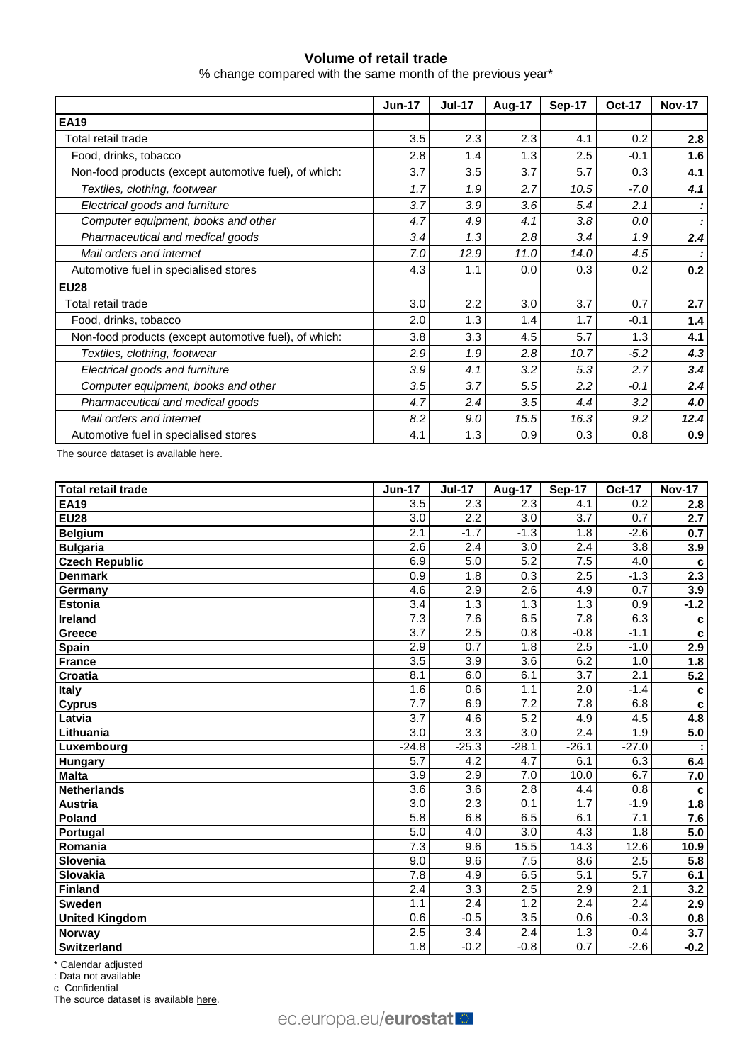## Volume of retail trade

% change compared with the same month of the previous year*

| | Jun-17 | Jul-17 | Aug-17 | Sep-17 | Oct-17 | Nov-17 |
|---|---|---|---|---|---|---|
| **EA19** | | | | | | |
| Total retail trade | 3.5 | 2.3 | 2.3 | 4.1 | 0.2 | **2.8** |
| Food, drinks, tobacco | 2.8 | 1.4 | 1.3 | 2.5 | -0.1 | **1.6** |
| Non-food products (except automotive fuel), of which: | 3.7 | 3.5 | 3.7 | 5.7 | 0.3 | **4.1** |
| *Textiles, clothing, footwear* | *1.7* | *1.9* | *2.7* | *10.5* | *-7.0* | ***4.1*** |
| *Electrical goods and furniture* | *3.7* | *3.9* | *3.6* | *5.4* | *2.1* | **:** |
| *Computer equipment, books and other* | *4.7* | *4.9* | *4.1* | *3.8* | *0.0* | **:** |
| *Pharmaceutical and medical goods* | *3.4* | *1.3* | *2.8* | *3.4* | *1.9* | ***2.4*** |
| *Mail orders and internet* | *7.0* | *12.9* | *11.0* | *14.0* | *4.5* | **:** |
| Automotive fuel in specialised stores | 4.3 | 1.1 | 0.0 | 0.3 | 0.2 | **0.2** |
| **EU28** | | | | | | |
| Total retail trade | 3.0 | 2.2 | 3.0 | 3.7 | 0.7 | **2.7** |
| Food, drinks, tobacco | 2.0 | 1.3 | 1.4 | 1.7 | -0.1 | **1.4** |
| Non-food products (except automotive fuel), of which: | 3.8 | 3.3 | 4.5 | 5.7 | 1.3 | **4.1** |
| *Textiles, clothing, footwear* | *2.9* | *1.9* | *2.8* | *10.7* | *-5.2* | ***4.3*** |
| *Electrical goods and furniture* | *3.9* | *4.1* | *3.2* | *5.3* | *2.7* | ***3.4*** |
| *Computer equipment, books and other* | *3.5* | *3.7* | *5.5* | *2.2* | *-0.1* | ***2.4*** |
| *Pharmaceutical and medical goods* | *4.7* | *2.4* | *3.5* | *4.4* | *3.2* | ***4.0*** |
| *Mail orders and internet* | *8.2* | *9.0* | *15.5* | *16.3* | *9.2* | ***12.4*** |
| Automotive fuel in specialised stores | 4.1 | 1.3 | 0.9 | 0.3 | 0.8 | **0.9** |

The source dataset is available here.

| Total retail trade | Jun-17 | Jul-17 | Aug-17 | Sep-17 | Oct-17 | Nov-17 |
|---|---|---|---|---|---|---|
| **EA19** | 3.5 | 2.3 | 2.3 | 4.1 | 0.2 | **2.8** |
| **EU28** | 3.0 | 2.2 | 3.0 | 3.7 | 0.7 | **2.7** |
| **Belgium** | 2.1 | -1.7 | -1.3 | 1.8 | -2.6 | **0.7** |
| **Bulgaria** | 2.6 | 2.4 | 3.0 | 2.4 | 3.8 | **3.9** |
| **Czech Republic** | 6.9 | 5.0 | 5.2 | 7.5 | 4.0 | **c** |
| **Denmark** | 0.9 | 1.8 | 0.3 | 2.5 | -1.3 | **2.3** |
| **Germany** | 4.6 | 2.9 | 2.6 | 4.9 | 0.7 | **3.9** |
| **Estonia** | 3.4 | 1.3 | 1.3 | 1.3 | 0.9 | **-1.2** |
| **Ireland** | 7.3 | 7.6 | 6.5 | 7.8 | 6.3 | **c** |
| **Greece** | 3.7 | 2.5 | 0.8 | -0.8 | -1.1 | **c** |
| **Spain** | 2.9 | 0.7 | 1.8 | 2.5 | -1.0 | **2.9** |
| **France** | 3.5 | 3.9 | 3.6 | 6.2 | 1.0 | **1.8** |
| **Croatia** | 8.1 | 6.0 | 6.1 | 3.7 | 2.1 | **5.2** |
| **Italy** | 1.6 | 0.6 | 1.1 | 2.0 | -1.4 | **c** |
| **Cyprus** | 7.7 | 6.9 | 7.2 | 7.8 | 6.8 | **c** |
| **Latvia** | 3.7 | 4.6 | 5.2 | 4.9 | 4.5 | **4.8** |
| **Lithuania** | 3.0 | 3.3 | 3.0 | 2.4 | 1.9 | **5.0** |
| **Luxembourg** | -24.8 | -25.3 | -28.1 | -26.1 | -27.0 | **:** |
| **Hungary** | 5.7 | 4.2 | 4.7 | 6.1 | 6.3 | **6.4** |
| **Malta** | 3.9 | 2.9 | 7.0 | 10.0 | 6.7 | **7.0** |
| **Netherlands** | 3.6 | 3.6 | 2.8 | 4.4 | 0.8 | **c** |
| **Austria** | 3.0 | 2.3 | 0.1 | 1.7 | -1.9 | **1.8** |
| **Poland** | 5.8 | 6.8 | 6.5 | 6.1 | 7.1 | **7.6** |
| **Portugal** | 5.0 | 4.0 | 3.0 | 4.3 | 1.8 | **5.0** |
| **Romania** | 7.3 | 9.6 | 15.5 | 14.3 | 12.6 | **10.9** |
| **Slovenia** | 9.0 | 9.6 | 7.5 | 8.6 | 2.5 | **5.8** |
| **Slovakia** | 7.8 | 4.9 | 6.5 | 5.1 | 5.7 | **6.1** |
| **Finland** | 2.4 | 3.3 | 2.5 | 2.9 | 2.1 | **3.2** |
| **Sweden** | 1.1 | 2.4 | 1.2 | 2.4 | 2.4 | **2.9** |
| **United Kingdom** | 0.6 | -0.5 | 3.5 | 0.6 | -0.3 | **0.8** |
| **Norway** | 2.5 | 3.4 | 2.4 | 1.3 | 0.4 | **3.7** |
| **Switzerland** | 1.8 | -0.2 | -0.8 | 0.7 | -2.6 | **-0.2** |

\* Calendar adjusted

: Data not available

c Confidential

The source dataset is available here.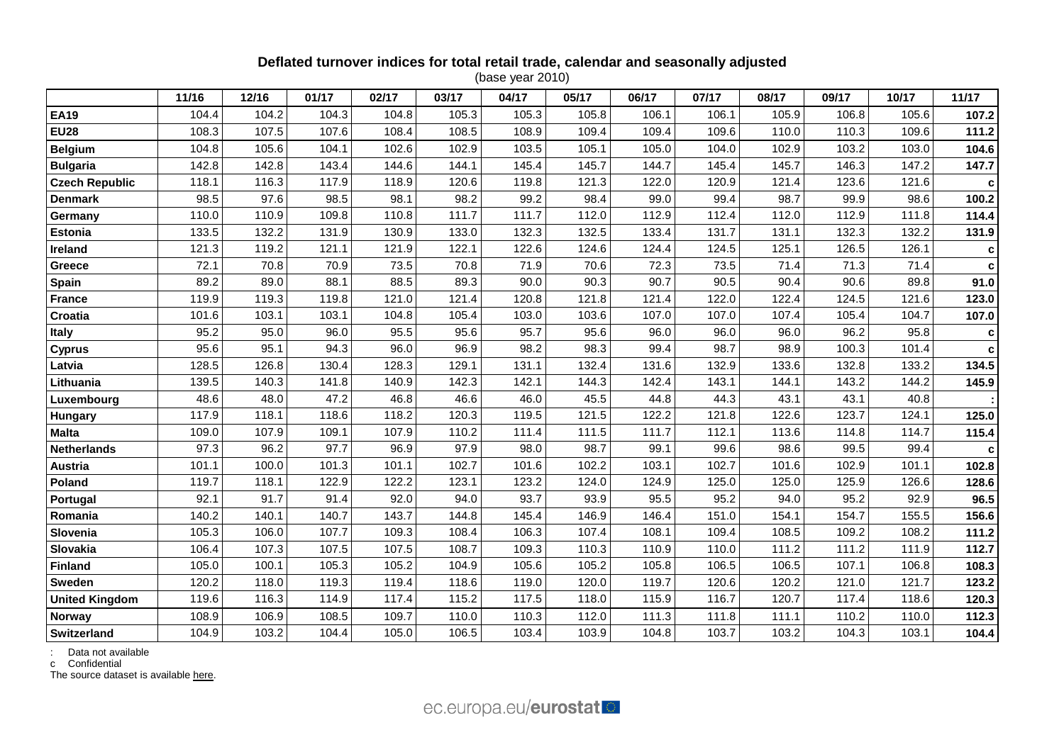**Deflated turnover indices for total retail trade, calendar and seasonally adjusted**

(base year 2010)

| | 11/16 | 12/16 | 01/17 | 02/17 | 03/17 | 04/17 | 05/17 | 06/17 | 07/17 | 08/17 | 09/17 | 10/17 | 11/17 |
|---|---|---|---|---|---|---|---|---|---|---|---|---|---|
| **EA19** | 104.4 | 104.2 | 104.3 | 104.8 | 105.3 | 105.3 | 105.8 | 106.1 | 106.1 | 105.9 | 106.8 | 105.6 | **107.2** |
| **EU28** | 108.3 | 107.5 | 107.6 | 108.4 | 108.5 | 108.9 | 109.4 | 109.4 | 109.6 | 110.0 | 110.3 | 109.6 | **111.2** |
| **Belgium** | 104.8 | 105.6 | 104.1 | 102.6 | 102.9 | 103.5 | 105.1 | 105.0 | 104.0 | 102.9 | 103.2 | 103.0 | **104.6** |
| **Bulgaria** | 142.8 | 142.8 | 143.4 | 144.6 | 144.1 | 145.4 | 145.7 | 144.7 | 145.4 | 145.7 | 146.3 | 147.2 | **147.7** |
| **Czech Republic** | 118.1 | 116.3 | 117.9 | 118.9 | 120.6 | 119.8 | 121.3 | 122.0 | 120.9 | 121.4 | 123.6 | 121.6 | **c** |
| **Denmark** | 98.5 | 97.6 | 98.5 | 98.1 | 98.2 | 99.2 | 98.4 | 99.0 | 99.4 | 98.7 | 99.9 | 98.6 | **100.2** |
| **Germany** | 110.0 | 110.9 | 109.8 | 110.8 | 111.7 | 111.7 | 112.0 | 112.9 | 112.4 | 112.0 | 112.9 | 111.8 | **114.4** |
| **Estonia** | 133.5 | 132.2 | 131.9 | 130.9 | 133.0 | 132.3 | 132.5 | 133.4 | 131.7 | 131.1 | 132.3 | 132.2 | **131.9** |
| **Ireland** | 121.3 | 119.2 | 121.1 | 121.9 | 122.1 | 122.6 | 124.6 | 124.4 | 124.5 | 125.1 | 126.5 | 126.1 | **c** |
| **Greece** | 72.1 | 70.8 | 70.9 | 73.5 | 70.8 | 71.9 | 70.6 | 72.3 | 73.5 | 71.4 | 71.3 | 71.4 | **c** |
| **Spain** | 89.2 | 89.0 | 88.1 | 88.5 | 89.3 | 90.0 | 90.3 | 90.7 | 90.5 | 90.4 | 90.6 | 89.8 | **91.0** |
| **France** | 119.9 | 119.3 | 119.8 | 121.0 | 121.4 | 120.8 | 121.8 | 121.4 | 122.0 | 122.4 | 124.5 | 121.6 | **123.0** |
| **Croatia** | 101.6 | 103.1 | 103.1 | 104.8 | 105.4 | 103.0 | 103.6 | 107.0 | 107.0 | 107.4 | 105.4 | 104.7 | **107.0** |
| **Italy** | 95.2 | 95.0 | 96.0 | 95.5 | 95.6 | 95.7 | 95.6 | 96.0 | 96.0 | 96.0 | 96.2 | 95.8 | **c** |
| **Cyprus** | 95.6 | 95.1 | 94.3 | 96.0 | 96.9 | 98.2 | 98.3 | 99.4 | 98.7 | 98.9 | 100.3 | 101.4 | **c** |
| **Latvia** | 128.5 | 126.8 | 130.4 | 128.3 | 129.1 | 131.1 | 132.4 | 131.6 | 132.9 | 133.6 | 132.8 | 133.2 | **134.5** |
| **Lithuania** | 139.5 | 140.3 | 141.8 | 140.9 | 142.3 | 142.1 | 144.3 | 142.4 | 143.1 | 144.1 | 143.2 | 144.2 | **145.9** |
| **Luxembourg** | 48.6 | 48.0 | 47.2 | 46.8 | 46.6 | 46.0 | 45.5 | 44.8 | 44.3 | 43.1 | 43.1 | 40.8 | **:** |
| **Hungary** | 117.9 | 118.1 | 118.6 | 118.2 | 120.3 | 119.5 | 121.5 | 122.2 | 121.8 | 122.6 | 123.7 | 124.1 | **125.0** |
| **Malta** | 109.0 | 107.9 | 109.1 | 107.9 | 110.2 | 111.4 | 111.5 | 111.7 | 112.1 | 113.6 | 114.8 | 114.7 | **115.4** |
| **Netherlands** | 97.3 | 96.2 | 97.7 | 96.9 | 97.9 | 98.0 | 98.7 | 99.1 | 99.6 | 98.6 | 99.5 | 99.4 | **c** |
| **Austria** | 101.1 | 100.0 | 101.3 | 101.1 | 102.7 | 101.6 | 102.2 | 103.1 | 102.7 | 101.6 | 102.9 | 101.1 | **102.8** |
| **Poland** | 119.7 | 118.1 | 122.9 | 122.2 | 123.1 | 123.2 | 124.0 | 124.9 | 125.0 | 125.0 | 125.9 | 126.6 | **128.6** |
| **Portugal** | 92.1 | 91.7 | 91.4 | 92.0 | 94.0 | 93.7 | 93.9 | 95.5 | 95.2 | 94.0 | 95.2 | 92.9 | **96.5** |
| **Romania** | 140.2 | 140.1 | 140.7 | 143.7 | 144.8 | 145.4 | 146.9 | 146.4 | 151.0 | 154.1 | 154.7 | 155.5 | **156.6** |
| **Slovenia** | 105.3 | 106.0 | 107.7 | 109.3 | 108.4 | 106.3 | 107.4 | 108.1 | 109.4 | 108.5 | 109.2 | 108.2 | **111.2** |
| **Slovakia** | 106.4 | 107.3 | 107.5 | 107.5 | 108.7 | 109.3 | 110.3 | 110.9 | 110.0 | 111.2 | 111.2 | 111.9 | **112.7** |
| **Finland** | 105.0 | 100.1 | 105.3 | 105.2 | 104.9 | 105.6 | 105.2 | 105.8 | 106.5 | 106.5 | 107.1 | 106.8 | **108.3** |
| **Sweden** | 120.2 | 118.0 | 119.3 | 119.4 | 118.6 | 119.0 | 120.0 | 119.7 | 120.6 | 120.2 | 121.0 | 121.7 | **123.2** |
| **United Kingdom** | 119.6 | 116.3 | 114.9 | 117.4 | 115.2 | 117.5 | 118.0 | 115.9 | 116.7 | 120.7 | 117.4 | 118.6 | **120.3** |
| **Norway** | 108.9 | 106.9 | 108.5 | 109.7 | 110.0 | 110.3 | 112.0 | 111.3 | 111.8 | 111.1 | 110.2 | 110.0 | **112.3** |
| **Switzerland** | 104.9 | 103.2 | 104.4 | 105.0 | 106.5 | 103.4 | 103.9 | 104.8 | 103.7 | 103.2 | 104.3 | 103.1 | **104.4** |

: Data not available

c Confidential

The source dataset is available here.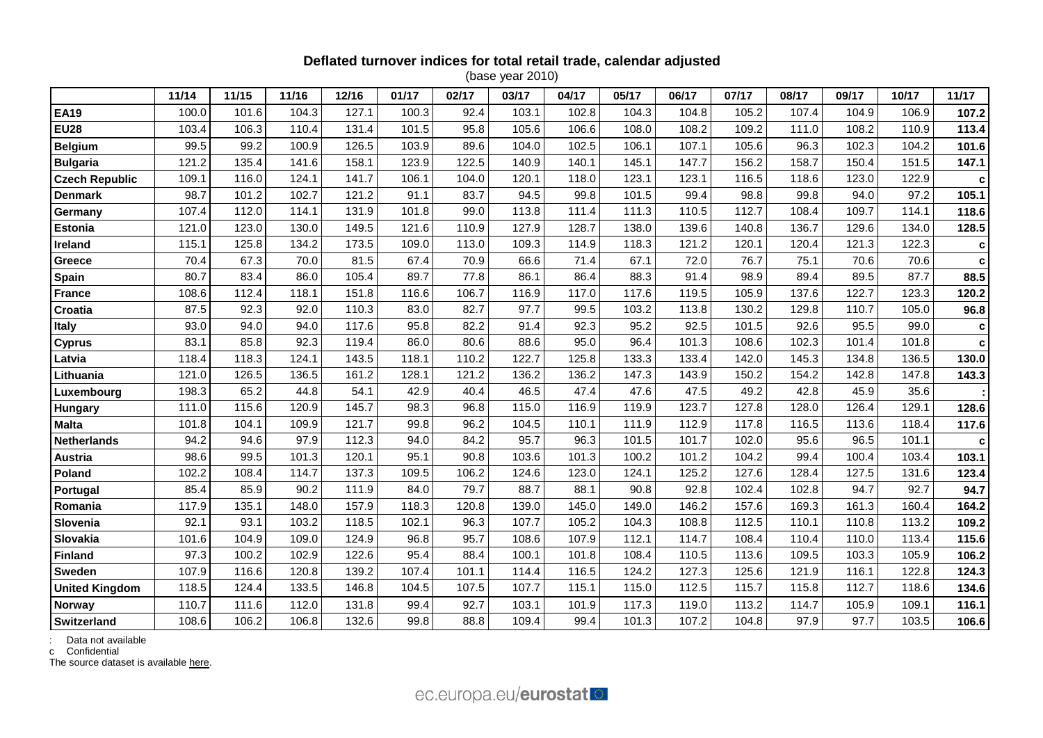## Deflated turnover indices for total retail trade, calendar adjusted

(base year 2010)

| | 11/14 | 11/15 | 11/16 | 12/16 | 01/17 | 02/17 | 03/17 | 04/17 | 05/17 | 06/17 | 07/17 | 08/17 | 09/17 | 10/17 | 11/17 |
|---|---|---|---|---|---|---|---|---|---|---|---|---|---|---|---|
| **EA19** | 100.0 | 101.6 | 104.3 | 127.1 | 100.3 | 92.4 | 103.1 | 102.8 | 104.3 | 104.8 | 105.2 | 107.4 | 104.9 | 106.9 | **107.2** |
| **EU28** | 103.4 | 106.3 | 110.4 | 131.4 | 101.5 | 95.8 | 105.6 | 106.6 | 108.0 | 108.2 | 109.2 | 111.0 | 108.2 | 110.9 | **113.4** |
| **Belgium** | 99.5 | 99.2 | 100.9 | 126.5 | 103.9 | 89.6 | 104.0 | 102.5 | 106.1 | 107.1 | 105.6 | 96.3 | 102.3 | 104.2 | **101.6** |
| **Bulgaria** | 121.2 | 135.4 | 141.6 | 158.1 | 123.9 | 122.5 | 140.9 | 140.1 | 145.1 | 147.7 | 156.2 | 158.7 | 150.4 | 151.5 | **147.1** |
| **Czech Republic** | 109.1 | 116.0 | 124.1 | 141.7 | 106.1 | 104.0 | 120.1 | 118.0 | 123.1 | 123.1 | 116.5 | 118.6 | 123.0 | 122.9 | **c** |
| **Denmark** | 98.7 | 101.2 | 102.7 | 121.2 | 91.1 | 83.7 | 94.5 | 99.8 | 101.5 | 99.4 | 98.8 | 99.8 | 94.0 | 97.2 | **105.1** |
| **Germany** | 107.4 | 112.0 | 114.1 | 131.9 | 101.8 | 99.0 | 113.8 | 111.4 | 111.3 | 110.5 | 112.7 | 108.4 | 109.7 | 114.1 | **118.6** |
| **Estonia** | 121.0 | 123.0 | 130.0 | 149.5 | 121.6 | 110.9 | 127.9 | 128.7 | 138.0 | 139.6 | 140.8 | 136.7 | 129.6 | 134.0 | **128.5** |
| **Ireland** | 115.1 | 125.8 | 134.2 | 173.5 | 109.0 | 113.0 | 109.3 | 114.9 | 118.3 | 121.2 | 120.1 | 120.4 | 121.3 | 122.3 | **c** |
| **Greece** | 70.4 | 67.3 | 70.0 | 81.5 | 67.4 | 70.9 | 66.6 | 71.4 | 67.1 | 72.0 | 76.7 | 75.1 | 70.6 | 70.6 | **c** |
| **Spain** | 80.7 | 83.4 | 86.0 | 105.4 | 89.7 | 77.8 | 86.1 | 86.4 | 88.3 | 91.4 | 98.9 | 89.4 | 89.5 | 87.7 | **88.5** |
| **France** | 108.6 | 112.4 | 118.1 | 151.8 | 116.6 | 106.7 | 116.9 | 117.0 | 117.6 | 119.5 | 105.9 | 137.6 | 122.7 | 123.3 | **120.2** |
| **Croatia** | 87.5 | 92.3 | 92.0 | 110.3 | 83.0 | 82.7 | 97.7 | 99.5 | 103.2 | 113.8 | 130.2 | 129.8 | 110.7 | 105.0 | **96.8** |
| **Italy** | 93.0 | 94.0 | 94.0 | 117.6 | 95.8 | 82.2 | 91.4 | 92.3 | 95.2 | 92.5 | 101.5 | 92.6 | 95.5 | 99.0 | **c** |
| **Cyprus** | 83.1 | 85.8 | 92.3 | 119.4 | 86.0 | 80.6 | 88.6 | 95.0 | 96.4 | 101.3 | 108.6 | 102.3 | 101.4 | 101.8 | **c** |
| **Latvia** | 118.4 | 118.3 | 124.1 | 143.5 | 118.1 | 110.2 | 122.7 | 125.8 | 133.3 | 133.4 | 142.0 | 145.3 | 134.8 | 136.5 | **130.0** |
| **Lithuania** | 121.0 | 126.5 | 136.5 | 161.2 | 128.1 | 121.2 | 136.2 | 136.2 | 147.3 | 143.9 | 150.2 | 154.2 | 142.8 | 147.8 | **143.3** |
| **Luxembourg** | 198.3 | 65.2 | 44.8 | 54.1 | 42.9 | 40.4 | 46.5 | 47.4 | 47.6 | 47.5 | 49.2 | 42.8 | 45.9 | 35.6 | **:** |
| **Hungary** | 111.0 | 115.6 | 120.9 | 145.7 | 98.3 | 96.8 | 115.0 | 116.9 | 119.9 | 123.7 | 127.8 | 128.0 | 126.4 | 129.1 | **128.6** |
| **Malta** | 101.8 | 104.1 | 109.9 | 121.7 | 99.8 | 96.2 | 104.5 | 110.1 | 111.9 | 112.9 | 117.8 | 116.5 | 113.6 | 118.4 | **117.6** |
| **Netherlands** | 94.2 | 94.6 | 97.9 | 112.3 | 94.0 | 84.2 | 95.7 | 96.3 | 101.5 | 101.7 | 102.0 | 95.6 | 96.5 | 101.1 | **c** |
| **Austria** | 98.6 | 99.5 | 101.3 | 120.1 | 95.1 | 90.8 | 103.6 | 101.3 | 100.2 | 101.2 | 104.2 | 99.4 | 100.4 | 103.4 | **103.1** |
| **Poland** | 102.2 | 108.4 | 114.7 | 137.3 | 109.5 | 106.2 | 124.6 | 123.0 | 124.1 | 125.2 | 127.6 | 128.4 | 127.5 | 131.6 | **123.4** |
| **Portugal** | 85.4 | 85.9 | 90.2 | 111.9 | 84.0 | 79.7 | 88.7 | 88.1 | 90.8 | 92.8 | 102.4 | 102.8 | 94.7 | 92.7 | **94.7** |
| **Romania** | 117.9 | 135.1 | 148.0 | 157.9 | 118.3 | 120.8 | 139.0 | 145.0 | 149.0 | 146.2 | 157.6 | 169.3 | 161.3 | 160.4 | **164.2** |
| **Slovenia** | 92.1 | 93.1 | 103.2 | 118.5 | 102.1 | 96.3 | 107.7 | 105.2 | 104.3 | 108.8 | 112.5 | 110.1 | 110.8 | 113.2 | **109.2** |
| **Slovakia** | 101.6 | 104.9 | 109.0 | 124.9 | 96.8 | 95.7 | 108.6 | 107.9 | 112.1 | 114.7 | 108.4 | 110.4 | 110.0 | 113.4 | **115.6** |
| **Finland** | 97.3 | 100.2 | 102.9 | 122.6 | 95.4 | 88.4 | 100.1 | 101.8 | 108.4 | 110.5 | 113.6 | 109.5 | 103.3 | 105.9 | **106.2** |
| **Sweden** | 107.9 | 116.6 | 120.8 | 139.2 | 107.4 | 101.1 | 114.4 | 116.5 | 124.2 | 127.3 | 125.6 | 121.9 | 116.1 | 122.8 | **124.3** |
| **United Kingdom** | 118.5 | 124.4 | 133.5 | 146.8 | 104.5 | 107.5 | 107.7 | 115.1 | 115.0 | 112.5 | 115.7 | 115.8 | 112.7 | 118.6 | **134.6** |
| **Norway** | 110.7 | 111.6 | 112.0 | 131.8 | 99.4 | 92.7 | 103.1 | 101.9 | 117.3 | 119.0 | 113.2 | 114.7 | 105.9 | 109.1 | **116.1** |
| **Switzerland** | 108.6 | 106.2 | 106.8 | 132.6 | 99.8 | 88.8 | 109.4 | 99.4 | 101.3 | 107.2 | 104.8 | 97.9 | 97.7 | 103.5 | **106.6** |

: Data not available

c Confidential

The source dataset is available here.

ec.europa.eu/**eurostat**